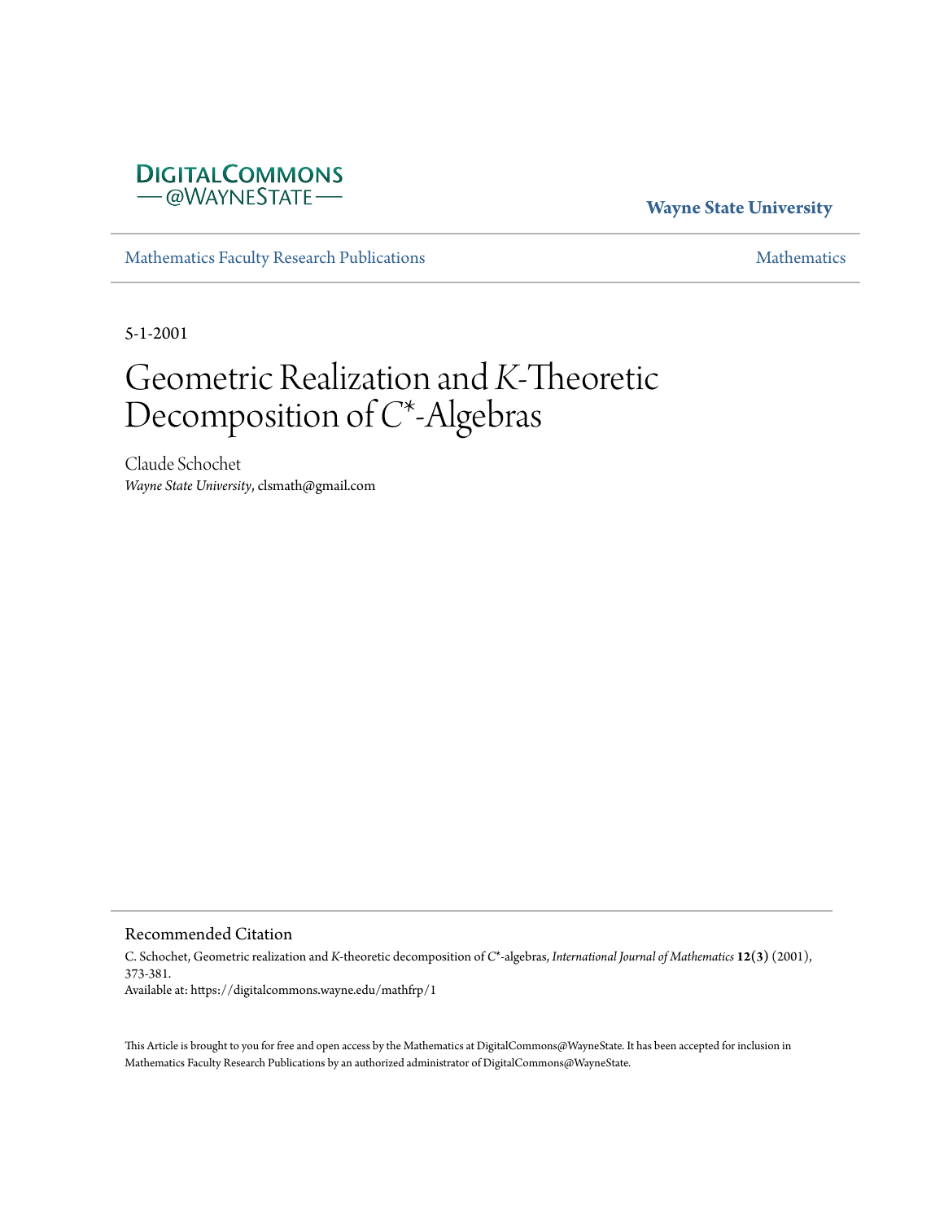DIGITALCOMMONS
— @WAYNESTATE —

**Wayne State University**

Mathematics Faculty Research Publications — Mathematics

5-1-2001

# Geometric Realization and *K*-Theoretic Decomposition of $C^*$-Algebras

Claude Schochet
*Wayne State University*, clsmath@gmail.com

## Recommended Citation

C. Schochet, Geometric realization and *K*-theoretic decomposition of $C^*$-algebras, *International Journal of Mathematics* **12(3)** (2001), 373-381.
Available at: https://digitalcommons.wayne.edu/mathfrp/1

This Article is brought to you for free and open access by the Mathematics at DigitalCommons@WayneState. It has been accepted for inclusion in Mathematics Faculty Research Publications by an authorized administrator of DigitalCommons@WayneState.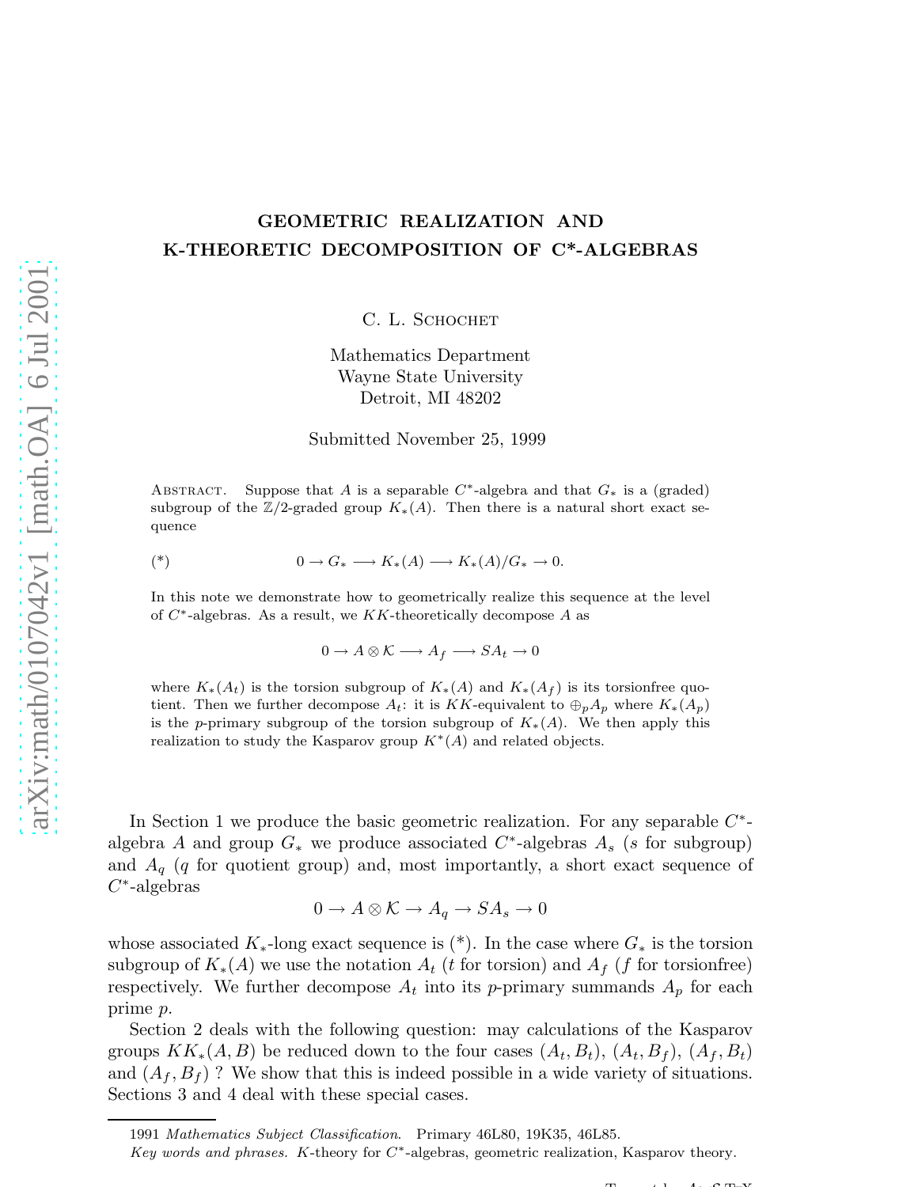GEOMETRIC REALIZATION AND K-THEORETIC DECOMPOSITION OF C*-ALGEBRAS

C. L. Schochet

Mathematics Department
Wayne State University
Detroit, MI 48202

Submitted November 25, 1999

Abstract. Suppose that $A$ is a separable $C^*$-algebra and that $G_*$ is a (graded) subgroup of the $\mathbb{Z}/2$-graded group $K_*(A)$. Then there is a natural short exact sequence

$$(*) \qquad\qquad 0 \to G_* \longrightarrow K_*(A) \longrightarrow K_*(A)/G_* \to 0.$$

In this note we demonstrate how to geometrically realize this sequence at the level of $C^*$-algebras. As a result, we $KK$-theoretically decompose $A$ as

$$0 \to A \otimes \mathcal{K} \longrightarrow A_f \longrightarrow SA_t \to 0$$

where $K_*(A_t)$ is the torsion subgroup of $K_*(A)$ and $K_*(A_f)$ is its torsionfree quotient. Then we further decompose $A_t$: it is $KK$-equivalent to $\oplus_p A_p$ where $K_*(A_p)$ is the $p$-primary subgroup of the torsion subgroup of $K_*(A)$. We then apply this realization to study the Kasparov group $K^*(A)$ and related objects.

In Section 1 we produce the basic geometric realization. For any separable $C^*$-algebra $A$ and group $G_*$ we produce associated $C^*$-algebras $A_s$ ($s$ for subgroup) and $A_q$ ($q$ for quotient group) and, most importantly, a short exact sequence of $C^*$-algebras

$$0 \to A \otimes \mathcal{K} \to A_q \to SA_s \to 0$$

whose associated $K_*$-long exact sequence is (*). In the case where $G_*$ is the torsion subgroup of $K_*(A)$ we use the notation $A_t$ ($t$ for torsion) and $A_f$ ($f$ for torsionfree) respectively. We further decompose $A_t$ into its $p$-primary summands $A_p$ for each prime $p$.

Section 2 deals with the following question: may calculations of the Kasparov groups $KK_*(A, B)$ be reduced down to the four cases $(A_t, B_t)$, $(A_t, B_f)$, $(A_f, B_t)$ and $(A_f, B_f)$ ? We show that this is indeed possible in a wide variety of situations. Sections 3 and 4 deal with these special cases.

1991 *Mathematics Subject Classification.* Primary 46L80, 19K35, 46L85.

*Key words and phrases.* $K$-theory for $C^*$-algebras, geometric realization, Kasparov theory.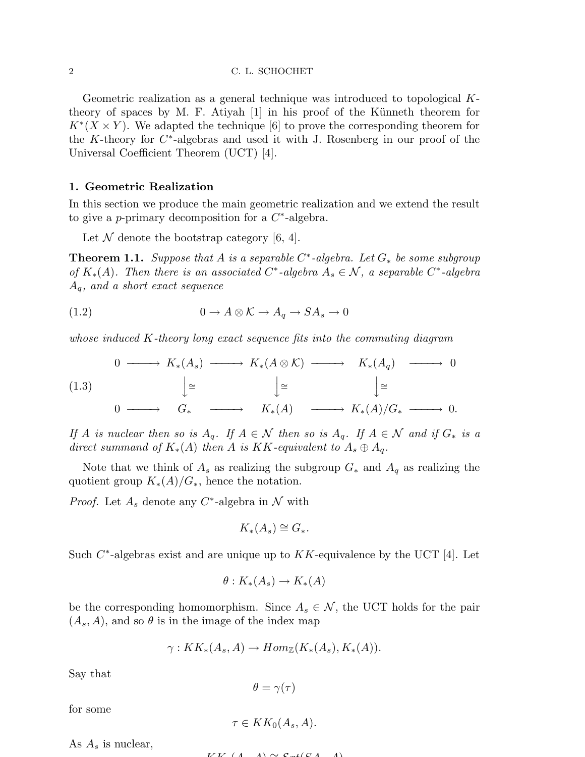Geometric realization as a general technique was introduced to topological $K$-theory of spaces by M. F. Atiyah [1] in his proof of the Künneth theorem for $K^*(X \times Y)$. We adapted the technique [6] to prove the corresponding theorem for the $K$-theory for $C^*$-algebras and used it with J. Rosenberg in our proof of the Universal Coefficient Theorem (UCT) [4].

## 1. Geometric Realization

In this section we produce the main geometric realization and we extend the result to give a $p$-primary decomposition for a $C^*$-algebra.

Let $\mathcal{N}$ denote the bootstrap category [6, 4].

**Theorem 1.1.** *Suppose that $A$ is a separable $C^*$-algebra. Let $G_*$ be some subgroup of $K_*(A)$. Then there is an associated $C^*$-algebra $A_s \in \mathcal{N}$, a separable $C^*$-algebra $A_q$, and a short exact sequence*

$$0 \to A \otimes \mathcal{K} \to A_q \to SA_s \to 0 \tag{1.2}$$

*whose induced $K$-theory long exact sequence fits into the commuting diagram*

$$\begin{array}{ccccccccc}
0 & \longrightarrow & K_*(A_s) & \longrightarrow & K_*(A \otimes \mathcal{K}) & \longrightarrow & K_*(A_q) & \longrightarrow & 0 \\
 & & \downarrow \cong & & \downarrow \cong & & \downarrow \cong & & \\
0 & \longrightarrow & G_* & \longrightarrow & K_*(A) & \longrightarrow & K_*(A)/G_* & \longrightarrow & 0.
\end{array} \tag{1.3}$$

*If $A$ is nuclear then so is $A_q$. If $A \in \mathcal{N}$ then so is $A_q$. If $A \in \mathcal{N}$ and if $G_*$ is a direct summand of $K_*(A)$ then $A$ is $KK$-equivalent to $A_s \oplus A_q$.*

Note that we think of $A_s$ as realizing the subgroup $G_*$ and $A_q$ as realizing the quotient group $K_*(A)/G_*$, hence the notation.

*Proof.* Let $A_s$ denote any $C^*$-algebra in $\mathcal{N}$ with

$$K_*(A_s) \cong G_*.$$

Such $C^*$-algebras exist and are unique up to $KK$-equivalence by the UCT [4]. Let

$$\theta : K_*(A_s) \to K_*(A)$$

be the corresponding homomorphism. Since $A_s \in \mathcal{N}$, the UCT holds for the pair $(A_s, A)$, and so $\theta$ is in the image of the index map

$$\gamma : KK_*(A_s, A) \to Hom_{\mathbb{Z}}(K_*(A_s), K_*(A)).$$

Say that

$$\theta = \gamma(\tau)$$

for some

$$\tau \in KK_0(A_s, A).$$

As $A_s$ is nuclear,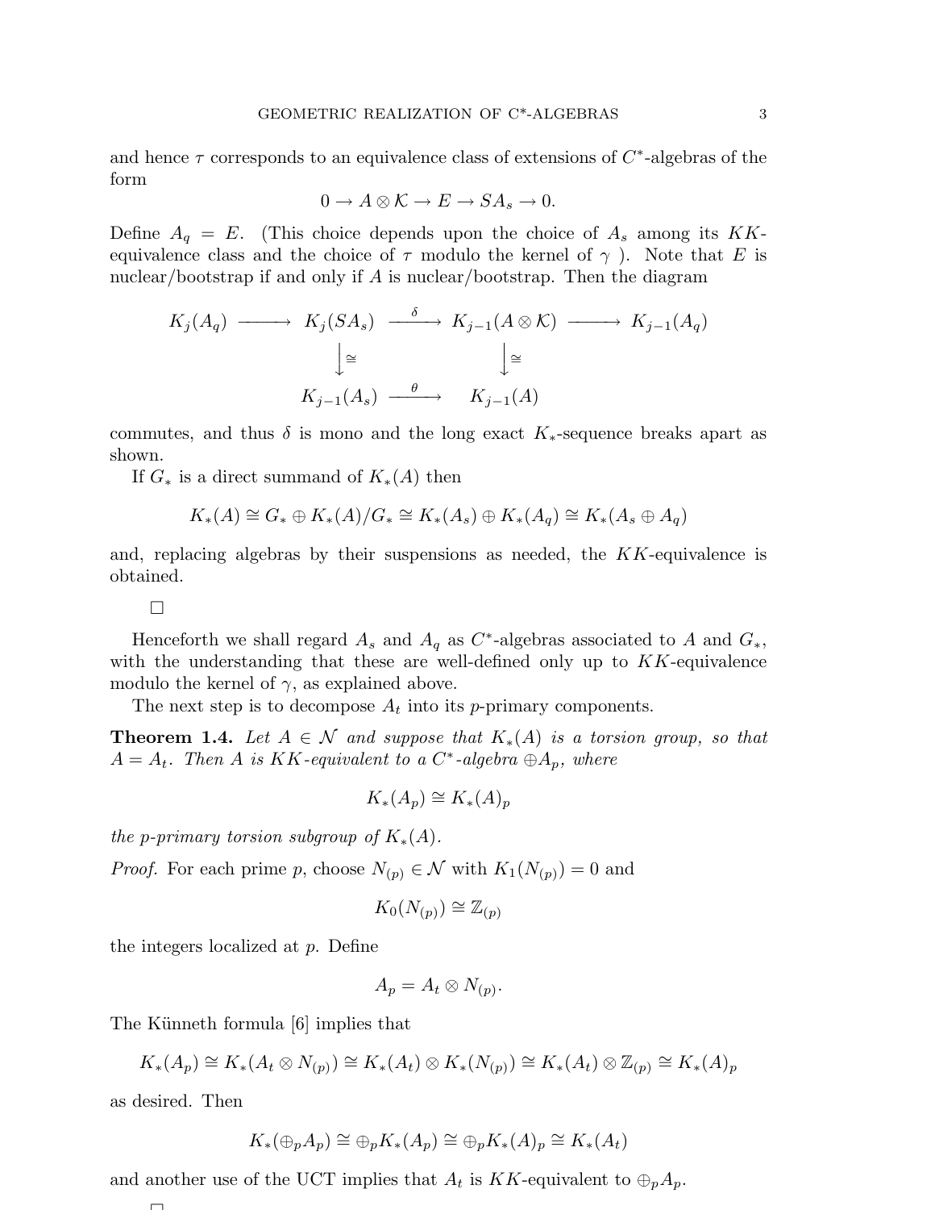and hence $\tau$ corresponds to an equivalence class of extensions of $C^*$-algebras of the form

$$0 \to A \otimes \mathcal{K} \to E \to SA_s \to 0.$$

Define $A_q = E$. (This choice depends upon the choice of $A_s$ among its $KK$-equivalence class and the choice of $\tau$ modulo the kernel of $\gamma$ ). Note that $E$ is nuclear/bootstrap if and only if $A$ is nuclear/bootstrap. Then the diagram

$$\begin{array}{ccccccc}
K_j(A_q) & \longrightarrow & K_j(SA_s) & \xrightarrow{\delta} & K_{j-1}(A \otimes \mathcal{K}) & \longrightarrow & K_{j-1}(A_q) \\
 & & \downarrow \cong & & \downarrow \cong & & \\
 & & K_{j-1}(A_s) & \xrightarrow{\theta} & K_{j-1}(A) & &
\end{array}$$

commutes, and thus $\delta$ is mono and the long exact $K_*$-sequence breaks apart as shown.

If $G_*$ is a direct summand of $K_*(A)$ then

$$K_*(A) \cong G_* \oplus K_*(A)/G_* \cong K_*(A_s) \oplus K_*(A_q) \cong K_*(A_s \oplus A_q)$$

and, replacing algebras by their suspensions as needed, the $KK$-equivalence is obtained.

□

Henceforth we shall regard $A_s$ and $A_q$ as $C^*$-algebras associated to $A$ and $G_*$, with the understanding that these are well-defined only up to $KK$-equivalence modulo the kernel of $\gamma$, as explained above.

The next step is to decompose $A_t$ into its $p$-primary components.

**Theorem 1.4.** *Let $A \in \mathcal{N}$ and suppose that $K_*(A)$ is a torsion group, so that $A = A_t$. Then $A$ is $KK$-equivalent to a $C^*$-algebra $\oplus A_p$, where*

$$K_*(A_p) \cong K_*(A)_p$$

*the $p$-primary torsion subgroup of $K_*(A)$.*

*Proof.* For each prime $p$, choose $N_{(p)} \in \mathcal{N}$ with $K_1(N_{(p)}) = 0$ and

$$K_0(N_{(p)}) \cong \mathbb{Z}_{(p)}$$

the integers localized at $p$. Define

$$A_p = A_t \otimes N_{(p)}.$$

The Künneth formula [6] implies that

$$K_*(A_p) \cong K_*(A_t \otimes N_{(p)}) \cong K_*(A_t) \otimes K_*(N_{(p)}) \cong K_*(A_t) \otimes \mathbb{Z}_{(p)} \cong K_*(A)_p$$

as desired. Then

$$K_*(\oplus_p A_p) \cong \oplus_p K_*(A_p) \cong \oplus_p K_*(A)_p \cong K_*(A_t)$$

and another use of the UCT implies that $A_t$ is $KK$-equivalent to $\oplus_p A_p$.

□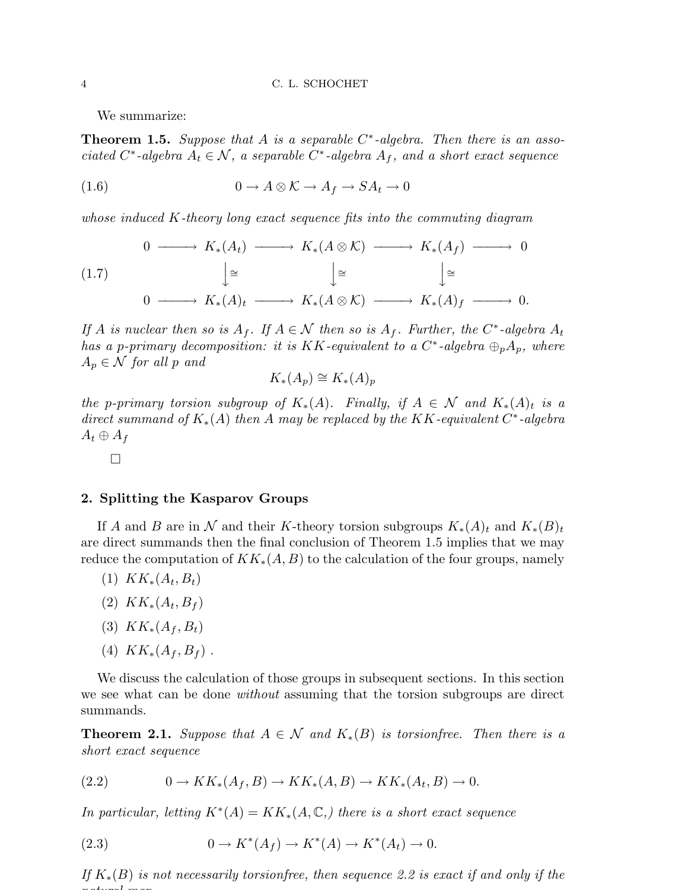We summarize:

**Theorem 1.5.** *Suppose that $A$ is a separable $C^*$-algebra. Then there is an associated $C^*$-algebra $A_t \in \mathcal{N}$, a separable $C^*$-algebra $A_f$, and a short exact sequence*

$$0 \to A \otimes \mathcal{K} \to A_f \to SA_t \to 0 \tag{1.6}$$

*whose induced $K$-theory long exact sequence fits into the commuting diagram*

$$\begin{array}{ccccccccc}
0 & \longrightarrow & K_*(A_t) & \longrightarrow & K_*(A \otimes \mathcal{K}) & \longrightarrow & K_*(A_f) & \longrightarrow & 0 \\
 & & \downarrow \cong & & \downarrow \cong & & \downarrow \cong & & \\
0 & \longrightarrow & K_*(A)_t & \longrightarrow & K_*(A \otimes \mathcal{K}) & \longrightarrow & K_*(A)_f & \longrightarrow & 0.
\end{array} \tag{1.7}$$

*If $A$ is nuclear then so is $A_f$. If $A \in \mathcal{N}$ then so is $A_f$. Further, the $C^*$-algebra $A_t$ has a $p$-primary decomposition: it is $KK$-equivalent to a $C^*$-algebra $\oplus_p A_p$, where $A_p \in \mathcal{N}$ for all $p$ and*

$$K_*(A_p) \cong K_*(A)_p$$

*the $p$-primary torsion subgroup of $K_*(A)$. Finally, if $A \in \mathcal{N}$ and $K_*(A)_t$ is a direct summand of $K_*(A)$ then $A$ may be replaced by the $KK$-equivalent $C^*$-algebra $A_t \oplus A_f$*

□

## 2. Splitting the Kasparov Groups

If $A$ and $B$ are in $\mathcal{N}$ and their $K$-theory torsion subgroups $K_*(A)_t$ and $K_*(B)_t$ are direct summands then the final conclusion of Theorem 1.5 implies that we may reduce the computation of $KK_*(A, B)$ to the calculation of the four groups, namely

1. $KK_*(A_t, B_t)$
2. $KK_*(A_t, B_f)$
3. $KK_*(A_f, B_t)$
4. $KK_*(A_f, B_f)$ .

We discuss the calculation of those groups in subsequent sections. In this section we see what can be done *without* assuming that the torsion subgroups are direct summands.

**Theorem 2.1.** *Suppose that $A \in \mathcal{N}$ and $K_*(B)$ is torsionfree. Then there is a short exact sequence*

$$0 \to KK_*(A_f, B) \to KK_*(A, B) \to KK_*(A_t, B) \to 0. \tag{2.2}$$

*In particular, letting $K^*(A) = KK_*(A, \mathbb{C},)$ there is a short exact sequence*

$$0 \to K^*(A_f) \to K^*(A) \to K^*(A_t) \to 0. \tag{2.3}$$

*If $K_*(B)$ is not necessarily torsionfree, then sequence 2.2 is exact if and only if the*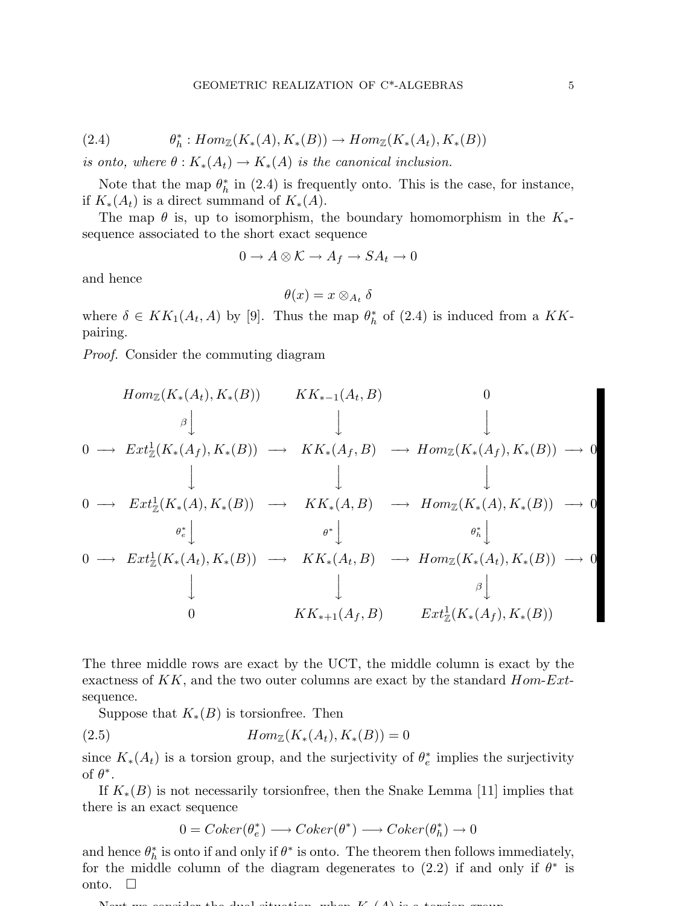$$\theta_h^* : Hom_{\mathbb{Z}}(K_*(A), K_*(B)) \to Hom_{\mathbb{Z}}(K_*(A_t), K_*(B)) \tag{2.4}$$

*is onto, where* $\theta : K_*(A_t) \to K_*(A)$ *is the canonical inclusion.*

Note that the map $\theta_h^*$ in (2.4) is frequently onto. This is the case, for instance, if $K_*(A_t)$ is a direct summand of $K_*(A)$.

The map $\theta$ is, up to isomorphism, the boundary homomorphism in the $K_*$-sequence associated to the short exact sequence

$$0 \to A \otimes \mathcal{K} \to A_f \to SA_t \to 0$$

and hence

$$\theta(x) = x \otimes_{A_t} \delta$$

where $\delta \in KK_1(A_t, A)$ by [9]. Thus the map $\theta_h^*$ of (2.4) is induced from a $KK$-pairing.

*Proof.* Consider the commuting diagram

$$\begin{array}{ccccccccc}
 & & Hom_{\mathbb{Z}}(K_*(A_t), K_*(B)) & & KK_{*-1}(A_t, B) & & 0 & & \\
 & & \downarrow \beta & & \downarrow & & \downarrow & & \\
0 & \longrightarrow & Ext^1_{\mathbb{Z}}(K_*(A_f), K_*(B)) & \longrightarrow & KK_*(A_f, B) & \longrightarrow & Hom_{\mathbb{Z}}(K_*(A_f), K_*(B)) & \longrightarrow & 0 \\
 & & \downarrow & & \downarrow & & \downarrow & & \\
0 & \longrightarrow & Ext^1_{\mathbb{Z}}(K_*(A), K_*(B)) & \longrightarrow & KK_*(A, B) & \longrightarrow & Hom_{\mathbb{Z}}(K_*(A), K_*(B)) & \longrightarrow & 0 \\
 & & \downarrow \theta_e^* & & \downarrow \theta^* & & \downarrow \theta_h^* & & \\
0 & \longrightarrow & Ext^1_{\mathbb{Z}}(K_*(A_t), K_*(B)) & \longrightarrow & KK_*(A_t, B) & \longrightarrow & Hom_{\mathbb{Z}}(K_*(A_t), K_*(B)) & \longrightarrow & 0 \\
 & & \downarrow & & \downarrow & & \downarrow \beta & & \\
 & & 0 & & KK_{*+1}(A_f, B) & & Ext^1_{\mathbb{Z}}(K_*(A_f), K_*(B)) & &
\end{array}$$

The three middle rows are exact by the UCT, the middle column is exact by the exactness of $KK$, and the two outer columns are exact by the standard *Hom-Ext*-sequence.

Suppose that $K_*(B)$ is torsionfree. Then

$$Hom_{\mathbb{Z}}(K_*(A_t), K_*(B)) = 0 \tag{2.5}$$

since $K_*(A_t)$ is a torsion group, and the surjectivity of $\theta_e^*$ implies the surjectivity of $\theta^*$.

If $K_*(B)$ is not necessarily torsionfree, then the Snake Lemma [11] implies that there is an exact sequence

$$0 = Coker(\theta_e^*) \longrightarrow Coker(\theta^*) \longrightarrow Coker(\theta_h^*) \to 0$$

and hence $\theta_h^*$ is onto if and only if $\theta^*$ is onto. The theorem then follows immediately, for the middle column of the diagram degenerates to (2.2) if and only if $\theta^*$ is onto. $\square$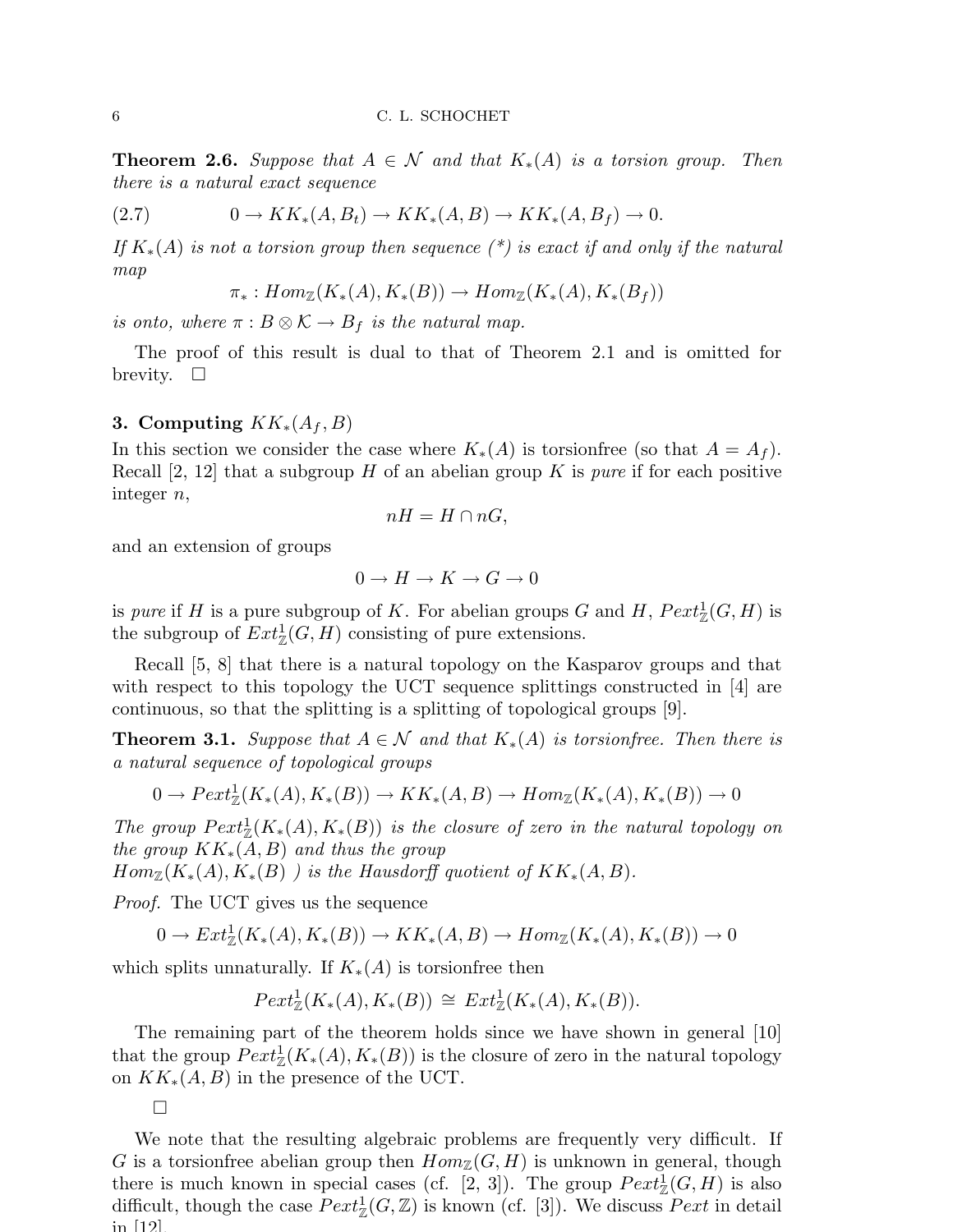**Theorem 2.6.** *Suppose that $A \in \mathcal{N}$ and that $K_*(A)$ is a torsion group. Then there is a natural exact sequence*

$$0 \to KK_*(A, B_t) \to KK_*(A, B) \to KK_*(A, B_f) \to 0. \tag{2.7}$$

*If $K_*(A)$ is not a torsion group then sequence (\*) is exact if and only if the natural map*

$$\pi_* : Hom_{\mathbb{Z}}(K_*(A), K_*(B)) \to Hom_{\mathbb{Z}}(K_*(A), K_*(B_f))$$

*is onto, where $\pi : B \otimes \mathcal{K} \to B_f$ is the natural map.*

The proof of this result is dual to that of Theorem 2.1 and is omitted for brevity. □

## 3. Computing $KK_*(A_f, B)$

In this section we consider the case where $K_*(A)$ is torsionfree (so that $A = A_f$). Recall [2, 12] that a subgroup $H$ of an abelian group $K$ is *pure* if for each positive integer $n$,

$$nH = H \cap nG,$$

and an extension of groups

$$0 \to H \to K \to G \to 0$$

is *pure* if $H$ is a pure subgroup of $K$. For abelian groups $G$ and $H$, $Pext^1_{\mathbb{Z}}(G, H)$ is the subgroup of $Ext^1_{\mathbb{Z}}(G, H)$ consisting of pure extensions.

Recall [5, 8] that there is a natural topology on the Kasparov groups and that with respect to this topology the UCT sequence splittings constructed in [4] are continuous, so that the splitting is a splitting of topological groups [9].

**Theorem 3.1.** *Suppose that $A \in \mathcal{N}$ and that $K_*(A)$ is torsionfree. Then there is a natural sequence of topological groups*

$$0 \to Pext^1_{\mathbb{Z}}(K_*(A), K_*(B)) \to KK_*(A, B) \to Hom_{\mathbb{Z}}(K_*(A), K_*(B)) \to 0$$

*The group $Pext^1_{\mathbb{Z}}(K_*(A), K_*(B))$ is the closure of zero in the natural topology on the group $KK_*(A, B)$ and thus the group $Hom_{\mathbb{Z}}(K_*(A), K_*(B)$ ) is the Hausdorff quotient of $KK_*(A, B)$.*

*Proof.* The UCT gives us the sequence

$$0 \to Ext^1_{\mathbb{Z}}(K_*(A), K_*(B)) \to KK_*(A, B) \to Hom_{\mathbb{Z}}(K_*(A), K_*(B)) \to 0$$

which splits unnaturally. If $K_*(A)$ is torsionfree then

$$Pext^1_{\mathbb{Z}}(K_*(A), K_*(B)) \cong Ext^1_{\mathbb{Z}}(K_*(A), K_*(B)).$$

The remaining part of the theorem holds since we have shown in general [10] that the group $Pext^1_{\mathbb{Z}}(K_*(A), K_*(B))$ is the closure of zero in the natural topology on $KK_*(A, B)$ in the presence of the UCT.

□

We note that the resulting algebraic problems are frequently very difficult. If $G$ is a torsionfree abelian group then $Hom_{\mathbb{Z}}(G, H)$ is unknown in general, though there is much known in special cases (cf. [2, 3]). The group $Pext^1_{\mathbb{Z}}(G, H)$ is also difficult, though the case $Pext^1_{\mathbb{Z}}(G, \mathbb{Z})$ is known (cf. [3]). We discuss $Pext$ in detail in [12].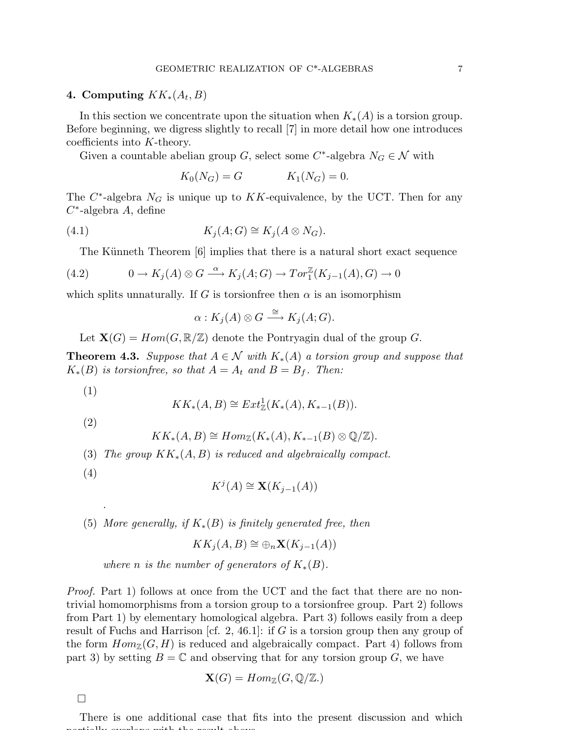## 4. Computing $KK_*(A_t, B)$

In this section we concentrate upon the situation when $K_*(A)$ is a torsion group. Before beginning, we digress slightly to recall [7] in more detail how one introduces coefficients into $K$-theory.

Given a countable abelian group $G$, select some $C^*$-algebra $N_G \in \mathcal{N}$ with

$$K_0(N_G) = G \qquad\qquad K_1(N_G) = 0.$$

The $C^*$-algebra $N_G$ is unique up to $KK$-equivalence, by the UCT. Then for any $C^*$-algebra $A$, define

$$K_j(A; G) \cong K_j(A \otimes N_G). \tag{4.1}$$

The Künneth Theorem [6] implies that there is a natural short exact sequence

$$0 \to K_j(A) \otimes G \xrightarrow{\alpha} K_j(A; G) \to Tor_1^{\mathbb{Z}}(K_{j-1}(A), G) \to 0 \tag{4.2}$$

which splits unnaturally. If $G$ is torsionfree then $\alpha$ is an isomorphism

$$\alpha : K_j(A) \otimes G \xrightarrow{\cong} K_j(A; G).$$

Let $\mathbf{X}(G) = Hom(G, \mathbb{R}/\mathbb{Z})$ denote the Pontryagin dual of the group $G$.

**Theorem 4.3.** *Suppose that $A \in \mathcal{N}$ with $K_*(A)$ a torsion group and suppose that $K_*(B)$ is torsionfree, so that $A = A_t$ and $B = B_f$. Then:*

(1)
$$KK_*(A, B) \cong Ext^1_{\mathbb{Z}}(K_*(A), K_{*-1}(B)).$$

(2)
$$KK_*(A, B) \cong Hom_{\mathbb{Z}}(K_*(A), K_{*-1}(B) \otimes \mathbb{Q}/\mathbb{Z}).$$

(3) *The group $KK_*(A, B)$ is reduced and algebraically compact.*

(4)
$$K^j(A) \cong \mathbf{X}(K_{j-1}(A))$$
.

(5) *More generally, if $K_*(B)$ is finitely generated free, then*
$$KK_j(A, B) \cong \oplus_n \mathbf{X}(K_{j-1}(A))$$
*where $n$ is the number of generators of $K_*(B)$.*

*Proof.* Part 1) follows at once from the UCT and the fact that there are no nontrivial homomorphisms from a torsion group to a torsionfree group. Part 2) follows from Part 1) by elementary homological algebra. Part 3) follows easily from a deep result of Fuchs and Harrison [cf. 2, 46.1]: if $G$ is a torsion group then any group of the form $Hom_{\mathbb{Z}}(G, H)$ is reduced and algebraically compact. Part 4) follows from part 3) by setting $B = \mathbb{C}$ and observing that for any torsion group $G$, we have

$$\mathbf{X}(G) = Hom_{\mathbb{Z}}(G, \mathbb{Q}/\mathbb{Z}.)$$

□

There is one additional case that fits into the present discussion and which partially overlaps with the result above.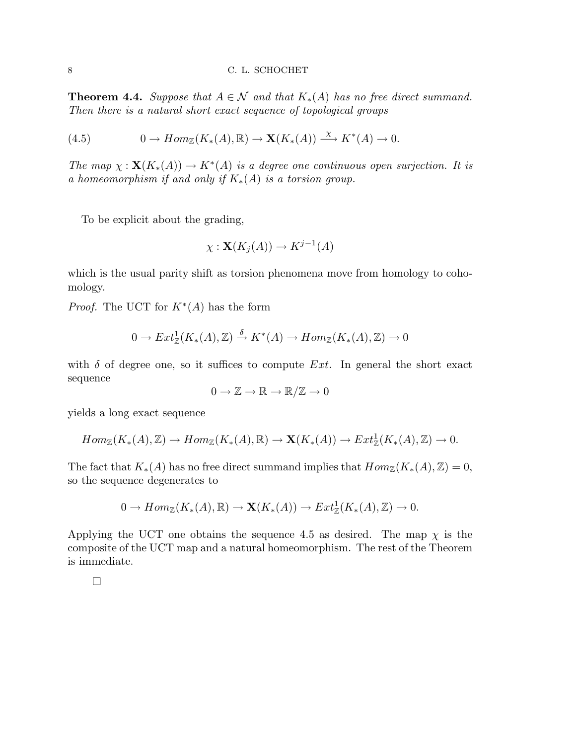**Theorem 4.4.** *Suppose that $A \in \mathcal{N}$ and that $K_*(A)$ has no free direct summand. Then there is a natural short exact sequence of topological groups*

$$0 \to Hom_{\mathbb{Z}}(K_*(A), \mathbb{R}) \to \mathbf{X}(K_*(A)) \xrightarrow{\chi} K^*(A) \to 0. \tag{4.5}$$

*The map $\chi : \mathbf{X}(K_*(A)) \to K^*(A)$ is a degree one continuous open surjection. It is a homeomorphism if and only if $K_*(A)$ is a torsion group.*

To be explicit about the grading,

$$\chi : \mathbf{X}(K_j(A)) \to K^{j-1}(A)$$

which is the usual parity shift as torsion phenomena move from homology to cohomology.

*Proof.* The UCT for $K^*(A)$ has the form

$$0 \to Ext^1_{\mathbb{Z}}(K_*(A), \mathbb{Z}) \xrightarrow{\delta} K^*(A) \to Hom_{\mathbb{Z}}(K_*(A), \mathbb{Z}) \to 0$$

with $\delta$ of degree one, so it suffices to compute $Ext$. In general the short exact sequence

$$0 \to \mathbb{Z} \to \mathbb{R} \to \mathbb{R}/\mathbb{Z} \to 0$$

yields a long exact sequence

$$Hom_{\mathbb{Z}}(K_*(A), \mathbb{Z}) \to Hom_{\mathbb{Z}}(K_*(A), \mathbb{R}) \to \mathbf{X}(K_*(A)) \to Ext^1_{\mathbb{Z}}(K_*(A), \mathbb{Z}) \to 0.$$

The fact that $K_*(A)$ has no free direct summand implies that $Hom_{\mathbb{Z}}(K_*(A), \mathbb{Z}) = 0$, so the sequence degenerates to

$$0 \to Hom_{\mathbb{Z}}(K_*(A), \mathbb{R}) \to \mathbf{X}(K_*(A)) \to Ext^1_{\mathbb{Z}}(K_*(A), \mathbb{Z}) \to 0.$$

Applying the UCT one obtains the sequence 4.5 as desired. The map $\chi$ is the composite of the UCT map and a natural homeomorphism. The rest of the Theorem is immediate.

□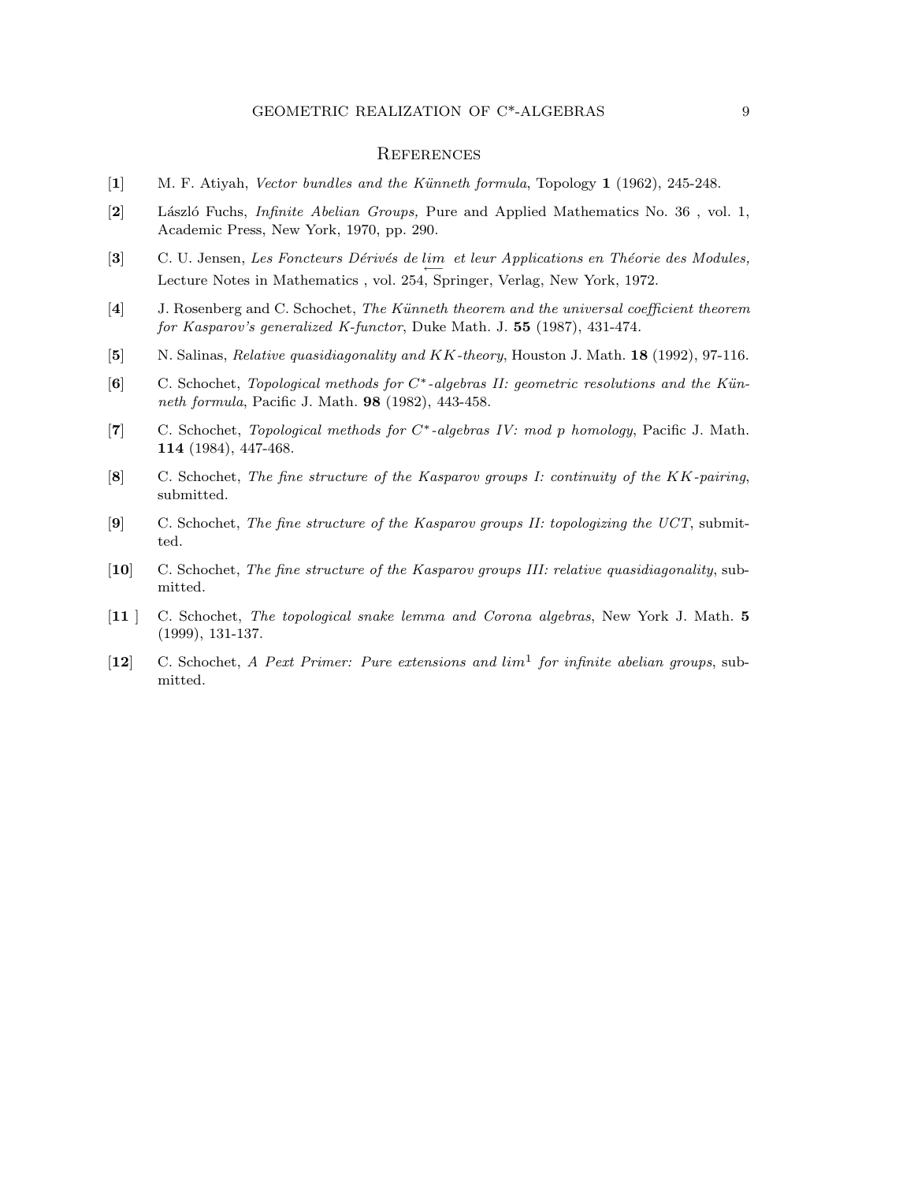## References

[**1**] M. F. Atiyah, *Vector bundles and the Künneth formula*, Topology **1** (1962), 245-248.

[**2**] László Fuchs, *Infinite Abelian Groups,* Pure and Applied Mathematics No. 36 , vol. 1, Academic Press, New York, 1970, pp. 290.

[**3**] C. U. Jensen, *Les Foncteurs Dérivés de* $\varprojlim$ *et leur Applications en Théorie des Modules,* Lecture Notes in Mathematics , vol. 254, Springer, Verlag, New York, 1972.

[**4**] J. Rosenberg and C. Schochet, *The Künneth theorem and the universal coefficient theorem for Kasparov's generalized K-functor*, Duke Math. J. **55** (1987), 431-474.

[**5**] N. Salinas, *Relative quasidiagonality and KK-theory*, Houston J. Math. **18** (1992), 97-116.

[**6**] C. Schochet, *Topological methods for $C^*$-algebras II: geometric resolutions and the Künneth formula*, Pacific J. Math. **98** (1982), 443-458.

[**7**] C. Schochet, *Topological methods for $C^*$-algebras IV: mod p homology*, Pacific J. Math. **114** (1984), 447-468.

[**8**] C. Schochet, *The fine structure of the Kasparov groups I: continuity of the KK-pairing*, submitted.

[**9**] C. Schochet, *The fine structure of the Kasparov groups II: topologizing the UCT*, submitted.

[**10**] C. Schochet, *The fine structure of the Kasparov groups III: relative quasidiagonality*, submitted.

[**11** ] C. Schochet, *The topological snake lemma and Corona algebras*, New York J. Math. **5** (1999), 131-137.

[**12**] C. Schochet, *A Pext Primer: Pure extensions and $lim^1$ for infinite abelian groups*, submitted.